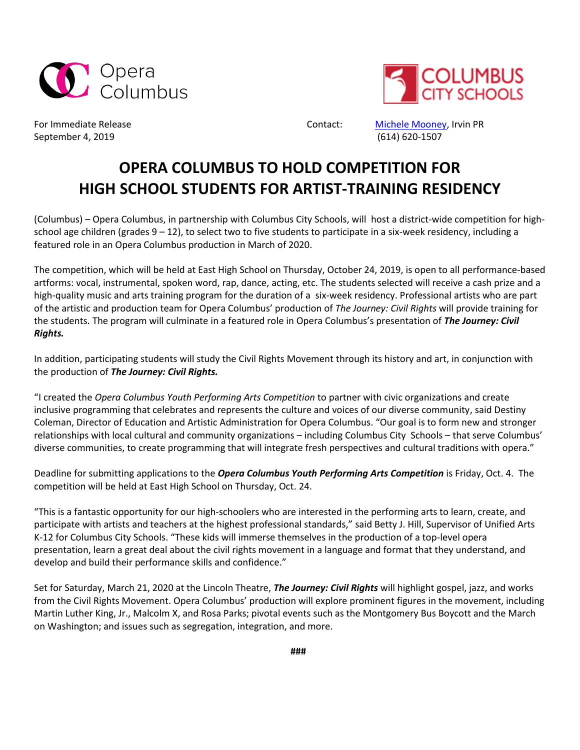Opera Columbus

COLUMBUS CITY SCHOOLS

For Immediate Release
September 4, 2019

Contact: Michele Mooney, Irvin PR
(614) 620-1507

# OPERA COLUMBUS TO HOLD COMPETITION FOR HIGH SCHOOL STUDENTS FOR ARTIST-TRAINING RESIDENCY

(Columbus) – Opera Columbus, in partnership with Columbus City Schools, will host a district-wide competition for high-school age children (grades 9 – 12), to select two to five students to participate in a six-week residency, including a featured role in an Opera Columbus production in March of 2020.

The competition, which will be held at East High School on Thursday, October 24, 2019, is open to all performance-based artforms: vocal, instrumental, spoken word, rap, dance, acting, etc. The students selected will receive a cash prize and a high-quality music and arts training program for the duration of a six-week residency. Professional artists who are part of the artistic and production team for Opera Columbus' production of *The Journey: Civil Rights* will provide training for the students. The program will culminate in a featured role in Opera Columbus's presentation of ***The Journey: Civil Rights.***

In addition, participating students will study the Civil Rights Movement through its history and art, in conjunction with the production of ***The Journey: Civil Rights.***

"I created the *Opera Columbus Youth Performing Arts Competition* to partner with civic organizations and create inclusive programming that celebrates and represents the culture and voices of our diverse community, said Destiny Coleman, Director of Education and Artistic Administration for Opera Columbus. "Our goal is to form new and stronger relationships with local cultural and community organizations – including Columbus City Schools – that serve Columbus' diverse communities, to create programming that will integrate fresh perspectives and cultural traditions with opera."

Deadline for submitting applications to the ***Opera Columbus Youth Performing Arts Competition*** is Friday, Oct. 4. The competition will be held at East High School on Thursday, Oct. 24.

"This is a fantastic opportunity for our high-schoolers who are interested in the performing arts to learn, create, and participate with artists and teachers at the highest professional standards," said Betty J. Hill, Supervisor of Unified Arts K-12 for Columbus City Schools. "These kids will immerse themselves in the production of a top-level opera presentation, learn a great deal about the civil rights movement in a language and format that they understand, and develop and build their performance skills and confidence."

Set for Saturday, March 21, 2020 at the Lincoln Theatre, ***The Journey: Civil Rights*** will highlight gospel, jazz, and works from the Civil Rights Movement. Opera Columbus' production will explore prominent figures in the movement, including Martin Luther King, Jr., Malcolm X, and Rosa Parks; pivotal events such as the Montgomery Bus Boycott and the March on Washington; and issues such as segregation, integration, and more.

**###**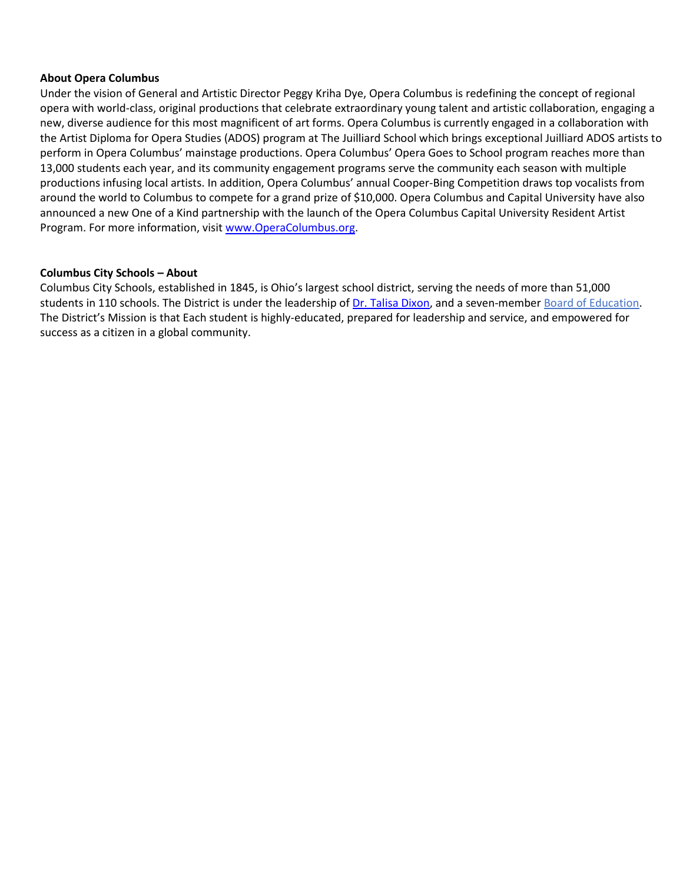**About Opera Columbus**

Under the vision of General and Artistic Director Peggy Kriha Dye, Opera Columbus is redefining the concept of regional opera with world-class, original productions that celebrate extraordinary young talent and artistic collaboration, engaging a new, diverse audience for this most magnificent of art forms. Opera Columbus is currently engaged in a collaboration with the Artist Diploma for Opera Studies (ADOS) program at The Juilliard School which brings exceptional Juilliard ADOS artists to perform in Opera Columbus' mainstage productions. Opera Columbus' Opera Goes to School program reaches more than 13,000 students each year, and its community engagement programs serve the community each season with multiple productions infusing local artists. In addition, Opera Columbus' annual Cooper-Bing Competition draws top vocalists from around the world to Columbus to compete for a grand prize of $10,000. Opera Columbus and Capital University have also announced a new One of a Kind partnership with the launch of the Opera Columbus Capital University Resident Artist Program. For more information, visit www.OperaColumbus.org.

**Columbus City Schools – About**

Columbus City Schools, established in 1845, is Ohio's largest school district, serving the needs of more than 51,000 students in 110 schools. The District is under the leadership of Dr. Talisa Dixon, and a seven-member Board of Education. The District's Mission is that Each student is highly-educated, prepared for leadership and service, and empowered for success as a citizen in a global community.